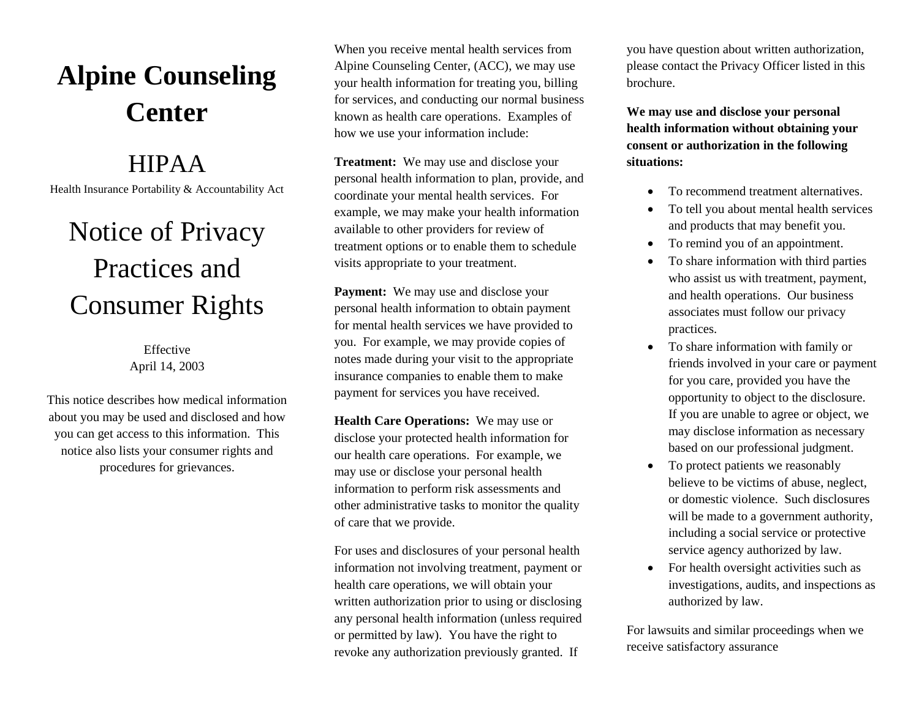# Alpine Counseling Center

## HIPAA

Health Insurance Portability & Accountability Act

# Notice of Privacy Practices and Consumer Rights

Effective
April 14, 2003

This notice describes how medical information about you may be used and disclosed and how you can get access to this information. This notice also lists your consumer rights and procedures for grievances.

When you receive mental health services from Alpine Counseling Center, (ACC), we may use your health information for treating you, billing for services, and conducting our normal business known as health care operations. Examples of how we use your information include:

**Treatment:** We may use and disclose your personal health information to plan, provide, and coordinate your mental health services. For example, we may make your health information available to other providers for review of treatment options or to enable them to schedule visits appropriate to your treatment.

**Payment:** We may use and disclose your personal health information to obtain payment for mental health services we have provided to you. For example, we may provide copies of notes made during your visit to the appropriate insurance companies to enable them to make payment for services you have received.

**Health Care Operations:** We may use or disclose your protected health information for our health care operations. For example, we may use or disclose your personal health information to perform risk assessments and other administrative tasks to monitor the quality of care that we provide.

For uses and disclosures of your personal health information not involving treatment, payment or health care operations, we will obtain your written authorization prior to using or disclosing any personal health information (unless required or permitted by law). You have the right to revoke any authorization previously granted. If you have question about written authorization, please contact the Privacy Officer listed in this brochure.

**We may use and disclose your personal health information without obtaining your consent or authorization in the following situations:**

- To recommend treatment alternatives.
- To tell you about mental health services and products that may benefit you.
- To remind you of an appointment.
- To share information with third parties who assist us with treatment, payment, and health operations. Our business associates must follow our privacy practices.
- To share information with family or friends involved in your care or payment for you care, provided you have the opportunity to object to the disclosure. If you are unable to agree or object, we may disclose information as necessary based on our professional judgment.
- To protect patients we reasonably believe to be victims of abuse, neglect, or domestic violence. Such disclosures will be made to a government authority, including a social service or protective service agency authorized by law.
- For health oversight activities such as investigations, audits, and inspections as authorized by law.

For lawsuits and similar proceedings when we receive satisfactory assurance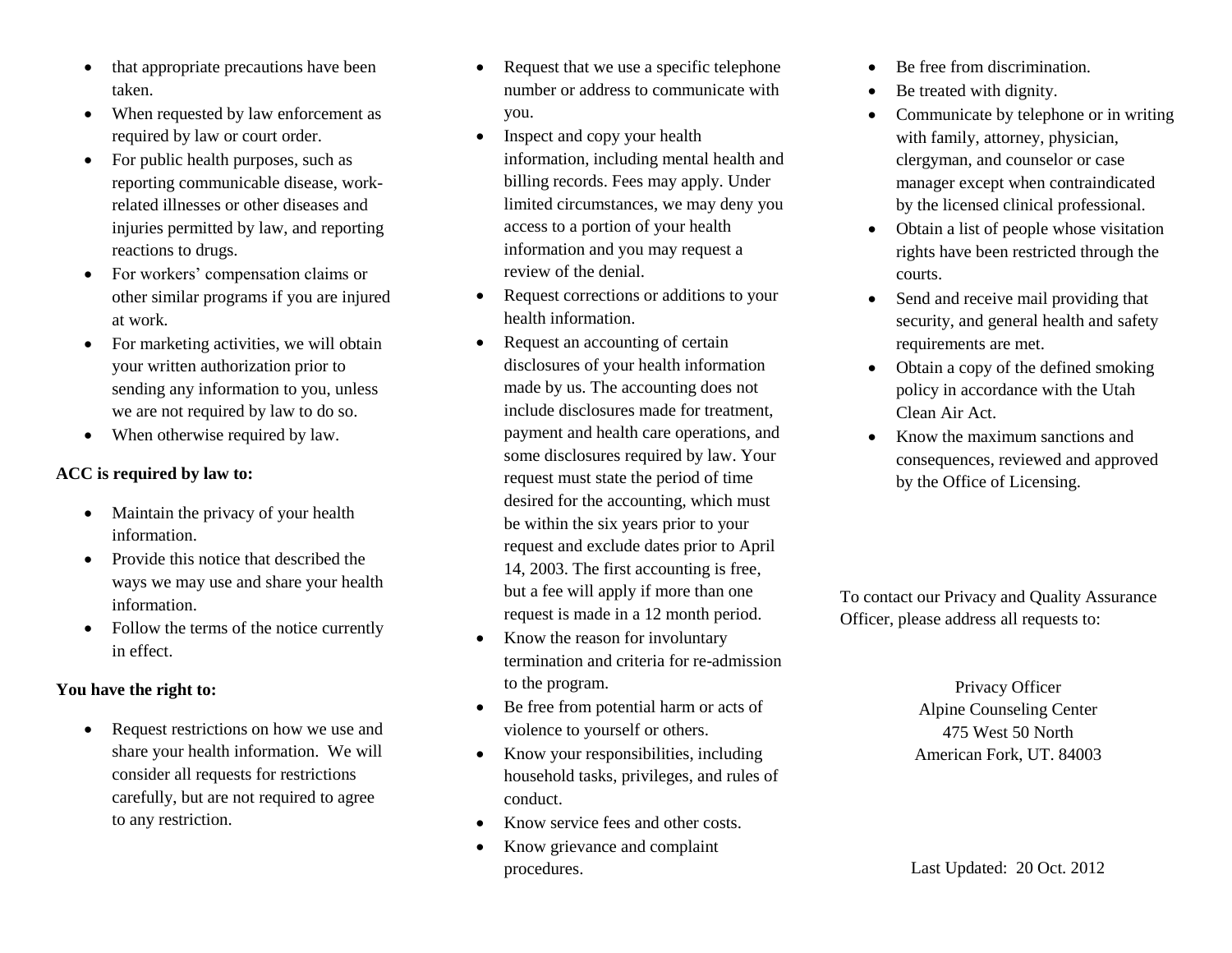- that appropriate precautions have been taken.
- When requested by law enforcement as required by law or court order.
- For public health purposes, such as reporting communicable disease, work-related illnesses or other diseases and injuries permitted by law, and reporting reactions to drugs.
- For workers' compensation claims or other similar programs if you are injured at work.
- For marketing activities, we will obtain your written authorization prior to sending any information to you, unless we are not required by law to do so.
- When otherwise required by law.

**ACC is required by law to:**

- Maintain the privacy of your health information.
- Provide this notice that described the ways we may use and share your health information.
- Follow the terms of the notice currently in effect.

**You have the right to:**

- Request restrictions on how we use and share your health information. We will consider all requests for restrictions carefully, but are not required to agree to any restriction.
- Request that we use a specific telephone number or address to communicate with you.
- Inspect and copy your health information, including mental health and billing records. Fees may apply. Under limited circumstances, we may deny you access to a portion of your health information and you may request a review of the denial.
- Request corrections or additions to your health information.
- Request an accounting of certain disclosures of your health information made by us. The accounting does not include disclosures made for treatment, payment and health care operations, and some disclosures required by law. Your request must state the period of time desired for the accounting, which must be within the six years prior to your request and exclude dates prior to April 14, 2003. The first accounting is free, but a fee will apply if more than one request is made in a 12 month period.
- Know the reason for involuntary termination and criteria for re-admission to the program.
- Be free from potential harm or acts of violence to yourself or others.
- Know your responsibilities, including household tasks, privileges, and rules of conduct.
- Know service fees and other costs.
- Know grievance and complaint procedures.
- Be free from discrimination.
- Be treated with dignity.
- Communicate by telephone or in writing with family, attorney, physician, clergyman, and counselor or case manager except when contraindicated by the licensed clinical professional.
- Obtain a list of people whose visitation rights have been restricted through the courts.
- Send and receive mail providing that security, and general health and safety requirements are met.
- Obtain a copy of the defined smoking policy in accordance with the Utah Clean Air Act.
- Know the maximum sanctions and consequences, reviewed and approved by the Office of Licensing.

To contact our Privacy and Quality Assurance Officer, please address all requests to:

Privacy Officer
Alpine Counseling Center
475 West 50 North
American Fork, UT. 84003

Last Updated: 20 Oct. 2012